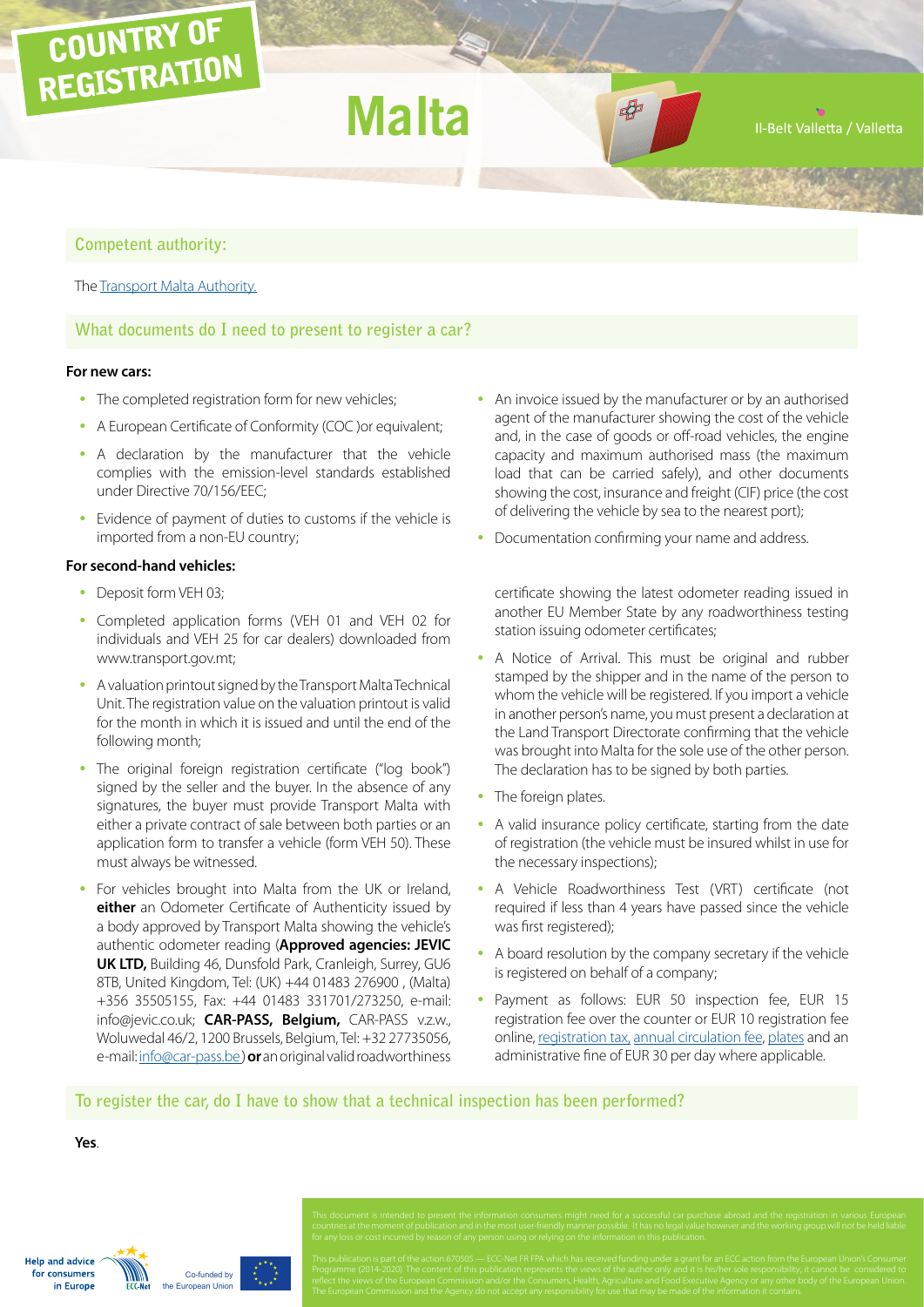# COUNTRY OF REGISTRATION

# Malta

Il-Belt Valletta / Valletta

## Competent authority:

The Transport Malta Authority.

## What documents do I need to present to register a car?

**For new cars:**

- The completed registration form for new vehicles;
- A European Certificate of Conformity (COC )or equivalent;
- A declaration by the manufacturer that the vehicle complies with the emission-level standards established under Directive 70/156/EEC;
- Evidence of payment of duties to customs if the vehicle is imported from a non-EU country;
- An invoice issued by the manufacturer or by an authorised agent of the manufacturer showing the cost of the vehicle and, in the case of goods or off-road vehicles, the engine capacity and maximum authorised mass (the maximum load that can be carried safely), and other documents showing the cost, insurance and freight (CIF) price (the cost of delivering the vehicle by sea to the nearest port);
- Documentation confirming your name and address.

**For second-hand vehicles:**

- Deposit form VEH 03;
- Completed application forms (VEH 01 and VEH 02 for individuals and VEH 25 for car dealers) downloaded from www.transport.gov.mt;
- A valuation printout signed by the Transport Malta Technical Unit. The registration value on the valuation printout is valid for the month in which it is issued and until the end of the following month;
- The original foreign registration certificate ("log book") signed by the seller and the buyer. In the absence of any signatures, the buyer must provide Transport Malta with either a private contract of sale between both parties or an application form to transfer a vehicle (form VEH 50). These must always be witnessed.
- For vehicles brought into Malta from the UK or Ireland, **either** an Odometer Certificate of Authenticity issued by a body approved by Transport Malta showing the vehicle's authentic odometer reading (**Approved agencies: JEVIC UK LTD,** Building 46, Dunsfold Park, Cranleigh, Surrey, GU6 8TB, United Kingdom, Tel: (UK) +44 01483 276900 , (Malta) +356 35505155, Fax: +44 01483 331701/273250, e-mail: info@jevic.co.uk; **CAR-PASS, Belgium,** CAR-PASS v.z.w., Woluwedal 46/2, 1200 Brussels, Belgium, Tel: +32 27735056, e-mail: info@car-pass.be) **or** an original valid roadworthiness certificate showing the latest odometer reading issued in another EU Member State by any roadworthiness testing station issuing odometer certificates;
- A Notice of Arrival. This must be original and rubber stamped by the shipper and in the name of the person to whom the vehicle will be registered. If you import a vehicle in another person's name, you must present a declaration at the Land Transport Directorate confirming that the vehicle was brought into Malta for the sole use of the other person. The declaration has to be signed by both parties.
- The foreign plates.
- A valid insurance policy certificate, starting from the date of registration (the vehicle must be insured whilst in use for the necessary inspections);
- A Vehicle Roadworthiness Test (VRT) certificate (not required if less than 4 years have passed since the vehicle was first registered);
- A board resolution by the company secretary if the vehicle is registered on behalf of a company;
- Payment as follows: EUR 50 inspection fee, EUR 15 registration fee over the counter or EUR 10 registration fee online, registration tax, annual circulation fee, plates and an administrative fine of EUR 30 per day where applicable.

## To register the car, do I have to show that a technical inspection has been performed?

**Yes**.

This document is intended to present the information consumers might need for a successful car purchase abroad and the registration in various European countries at the moment of publication and in the most user-friendly manner possible. It has no legal value however and the working group will not be held liable for any loss or cost incurred by reason of any person using or relying on the information in this publication.

This publication is part of the action 670505 — ECC-Net FR FPA which has received funding under a grant for an ECC action from the European Union's Consumer Programme (2014-2020). The content of this publication represents the views of the author only and it is his/her sole responsibility; it cannot be considered to reflect the views of the European Commission and/or the Consumers, Health, Agriculture and Food Executive Agency or any other body of the European Union. The European Commission and the Agency do not accept any responsibility for use that may be made of the information it contains.

Help and advice for consumers in Europe — ECC-Net — Co-funded by the European Union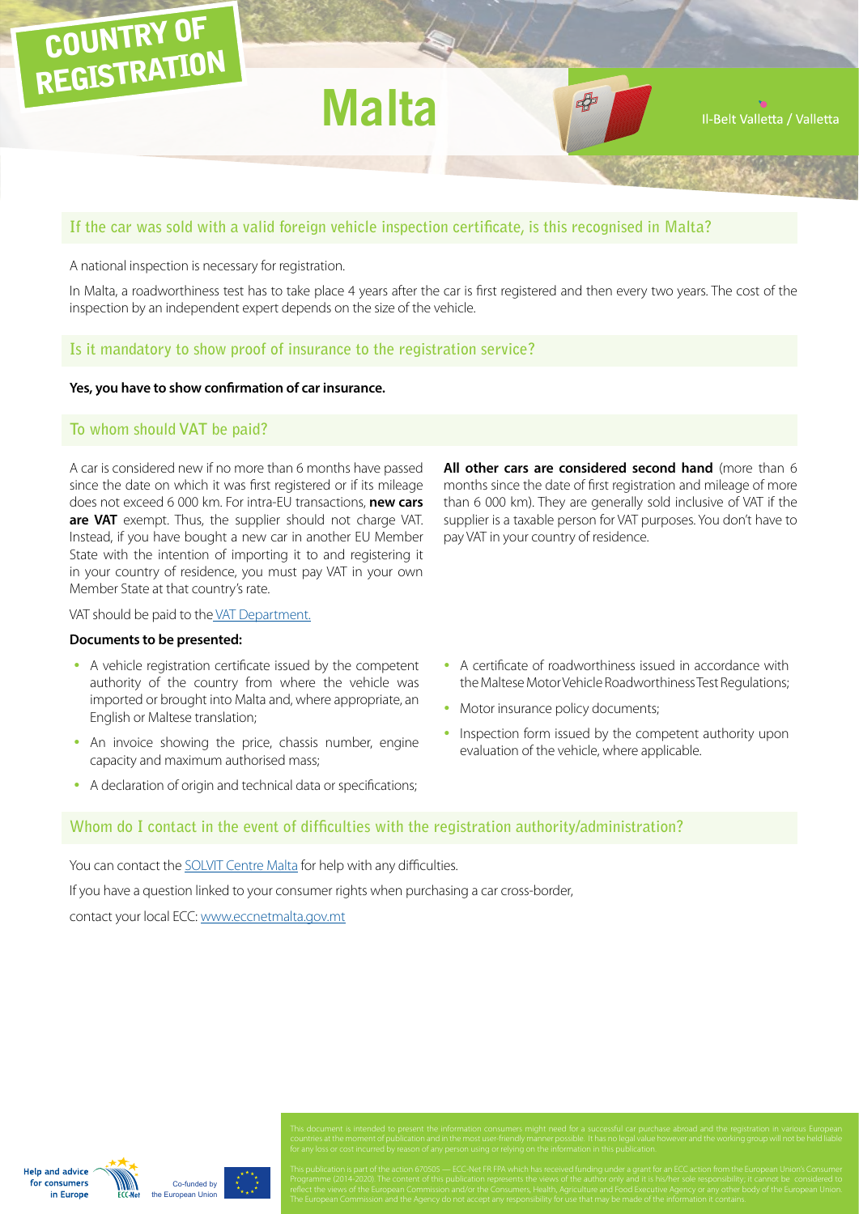# COUNTRY OF REGISTRATION

# Malta

Il-Belt Valletta / Valletta

## If the car was sold with a valid foreign vehicle inspection certificate, is this recognised in Malta?

A national inspection is necessary for registration.

In Malta, a roadworthiness test has to take place 4 years after the car is first registered and then every two years. The cost of the inspection by an independent expert depends on the size of the vehicle.

## Is it mandatory to show proof of insurance to the registration service?

**Yes, you have to show confirmation of car insurance.**

## To whom should VAT be paid?

A car is considered new if no more than 6 months have passed since the date on which it was first registered or if its mileage does not exceed 6 000 km. For intra-EU transactions, **new cars are VAT** exempt. Thus, the supplier should not charge VAT. Instead, if you have bought a new car in another EU Member State with the intention of importing it to and registering it in your country of residence, you must pay VAT in your own Member State at that country's rate.

VAT should be paid to the VAT Department.

**All other cars are considered second hand** (more than 6 months since the date of first registration and mileage of more than 6 000 km). They are generally sold inclusive of VAT if the supplier is a taxable person for VAT purposes. You don't have to pay VAT in your country of residence.

**Documents to be presented:**

- A vehicle registration certificate issued by the competent authority of the country from where the vehicle was imported or brought into Malta and, where appropriate, an English or Maltese translation;
- An invoice showing the price, chassis number, engine capacity and maximum authorised mass;
- A declaration of origin and technical data or specifications;
- A certificate of roadworthiness issued in accordance with the Maltese Motor Vehicle Roadworthiness Test Regulations;
- Motor insurance policy documents;
- Inspection form issued by the competent authority upon evaluation of the vehicle, where applicable.

## Whom do I contact in the event of difficulties with the registration authority/administration?

You can contact the SOLVIT Centre Malta for help with any difficulties.

If you have a question linked to your consumer rights when purchasing a car cross-border,

contact your local ECC: www.eccnetmalta.gov.mt

This document is intended to present the information consumers might need for a successful car purchase abroad and the registration in various European countries at the moment of publication and in the most user-friendly manner possible. It has no legal value however and the working group will not be held liable for any loss or cost incurred by reason of any person using or relying on the information in this publication.

This publication is part of the action 670505 — ECC-Net FR FPA which has received funding under a grant for an ECC action from the European Union's Consumer Programme (2014-2020). The content of this publication represents the views of the author only and it is his/her sole responsibility; it cannot be considered to reflect the views of the European Commission and/or the Consumers, Health, Agriculture and Food Executive Agency or any other body of the European Union. The European Commission and the Agency do not accept any responsibility for use that may be made of the information it contains.

Help and advice for consumers in Europe

ECC-Net

Co-funded by the European Union